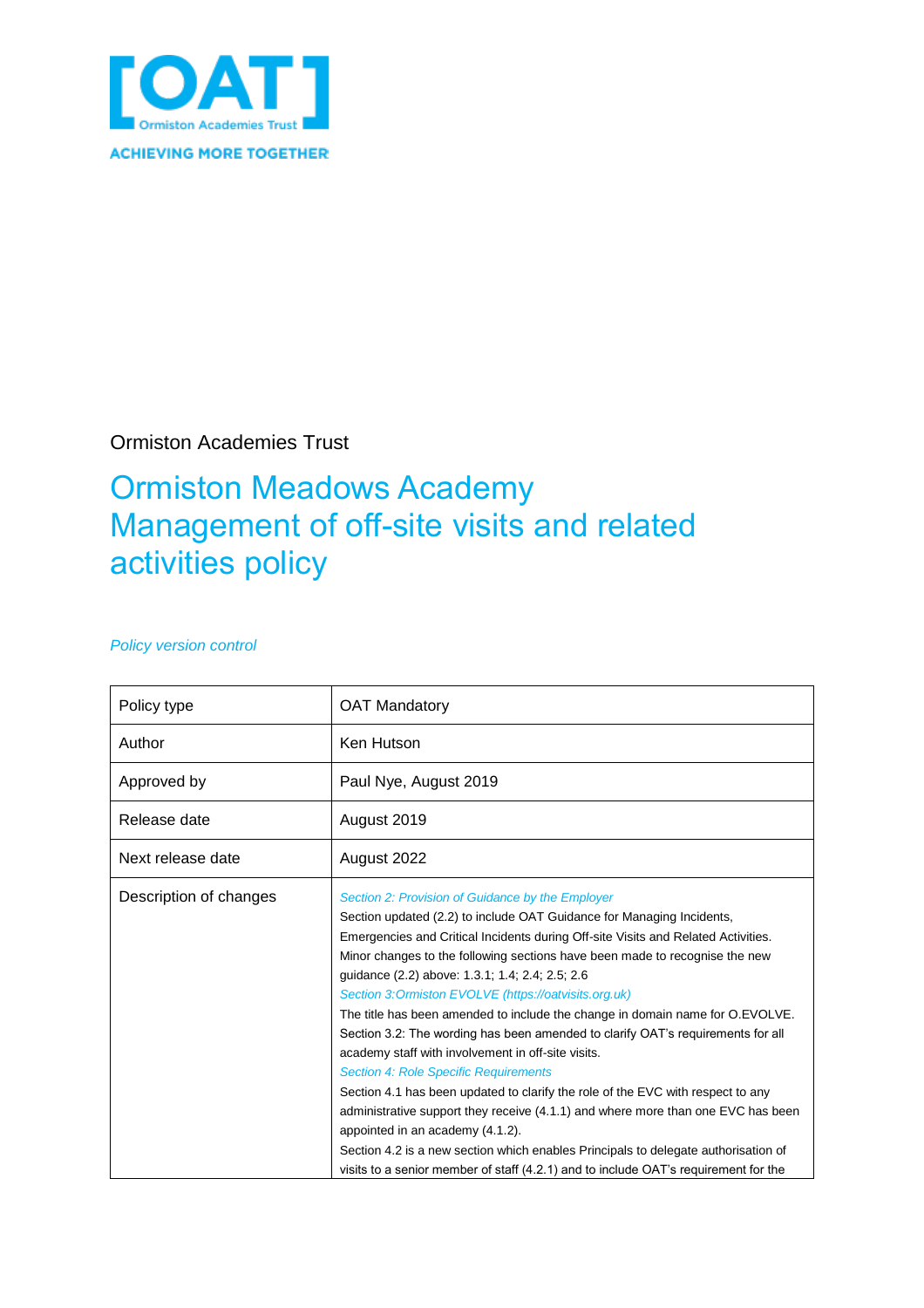[OAT]
Ormiston Academies Trust
ACHIEVING MORE TOGETHER

Ormiston Academies Trust

# Ormiston Meadows Academy Management of off-site visits and related activities policy

*Policy version control*

| Policy type | OAT Mandatory |
|---|---|
| Author | Ken Hutson |
| Approved by | Paul Nye, August 2019 |
| Release date | August 2019 |
| Next release date | August 2022 |
| Description of changes | *Section 2: Provision of Guidance by the Employer*<br>Section updated (2.2) to include OAT Guidance for Managing Incidents, Emergencies and Critical Incidents during Off-site Visits and Related Activities. Minor changes to the following sections have been made to recognise the new guidance (2.2) above: 1.3.1; 1.4; 2.4; 2.5; 2.6<br>*Section 3:Ormiston EVOLVE (https://oatvisits.org.uk)*<br>The title has been amended to include the change in domain name for O.EVOLVE. Section 3.2: The wording has been amended to clarify OAT's requirements for all academy staff with involvement in off-site visits.<br>*Section 4: Role Specific Requirements*<br>Section 4.1 has been updated to clarify the role of the EVC with respect to any administrative support they receive (4.1.1) and where more than one EVC has been appointed in an academy (4.1.2).<br>Section 4.2 is a new section which enables Principals to delegate authorisation of visits to a senior member of staff (4.2.1) and to include OAT's requirement for the |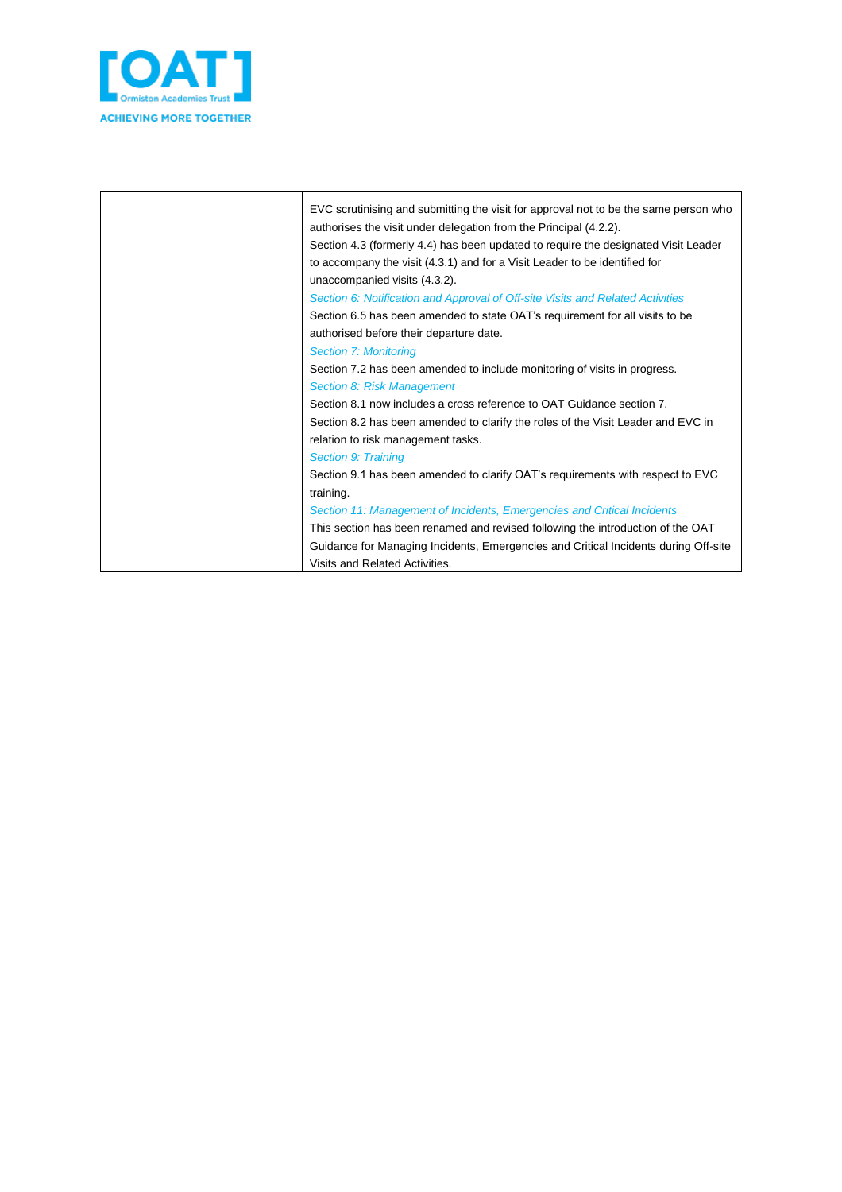|  |  |
|---|---|
|  | EVC scrutinising and submitting the visit for approval not to be the same person who authorises the visit under delegation from the Principal (4.2.2).<br>Section 4.3 (formerly 4.4) has been updated to require the designated Visit Leader to accompany the visit (4.3.1) and for a Visit Leader to be identified for unaccompanied visits (4.3.2).<br>*Section 6: Notification and Approval of Off-site Visits and Related Activities*<br>Section 6.5 has been amended to state OAT's requirement for all visits to be authorised before their departure date.<br>*Section 7: Monitoring*<br>Section 7.2 has been amended to include monitoring of visits in progress.<br>*Section 8: Risk Management*<br>Section 8.1 now includes a cross reference to OAT Guidance section 7.<br>Section 8.2 has been amended to clarify the roles of the Visit Leader and EVC in relation to risk management tasks.<br>*Section 9: Training*<br>Section 9.1 has been amended to clarify OAT's requirements with respect to EVC training.<br>*Section 11: Management of Incidents, Emergencies and Critical Incidents*<br>This section has been renamed and revised following the introduction of the OAT Guidance for Managing Incidents, Emergencies and Critical Incidents during Off-site Visits and Related Activities. |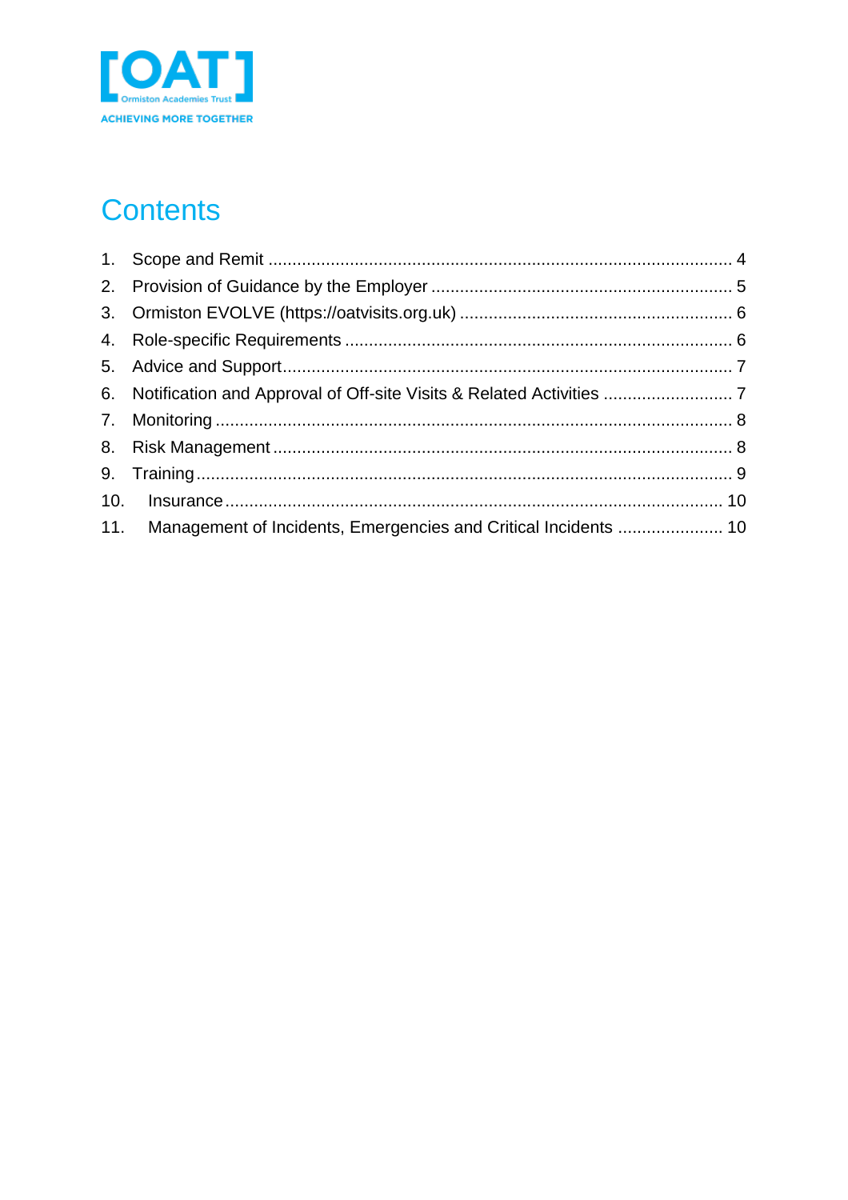# Contents

1. Scope and Remit ........................................................................................ 4
2. Provision of Guidance by the Employer ..................................................... 5
3. Ormiston EVOLVE (https://oatvisits.org.uk) .............................................. 6
4. Role-specific Requirements ....................................................................... 6
5. Advice and Support.................................................................................... 7
6. Notification and Approval of Off-site Visits & Related Activities .................. 7
7. Monitoring .................................................................................................. 8
8. Risk Management ....................................................................................... 8
9. Training ...................................................................................................... 9
10. Insurance .................................................................................................. 10
11. Management of Incidents, Emergencies and Critical Incidents ..................... 10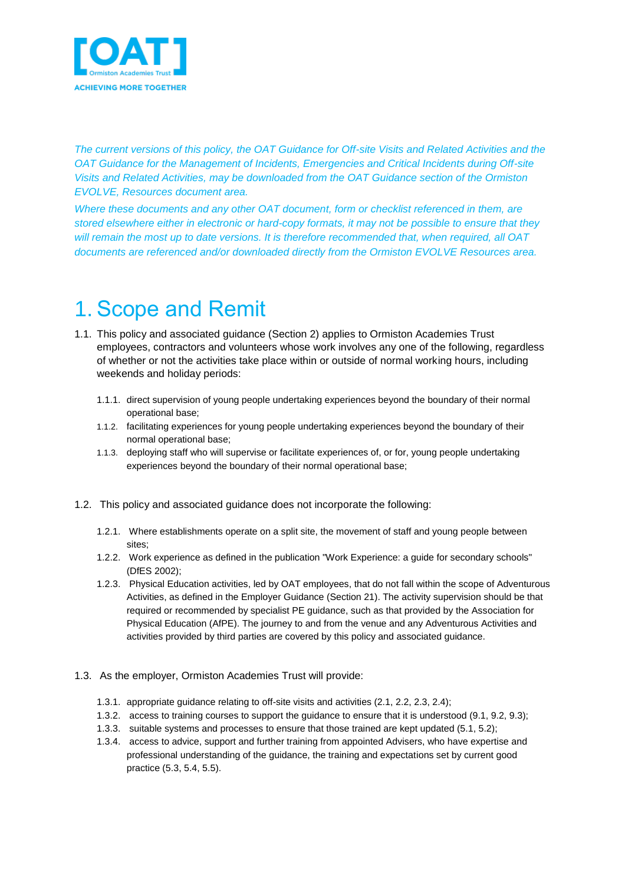*The current versions of this policy, the OAT Guidance for Off-site Visits and Related Activities and the OAT Guidance for the Management of Incidents, Emergencies and Critical Incidents during Off-site Visits and Related Activities, may be downloaded from the OAT Guidance section of the Ormiston EVOLVE, Resources document area.*

*Where these documents and any other OAT document, form or checklist referenced in them, are stored elsewhere either in electronic or hard-copy formats, it may not be possible to ensure that they will remain the most up to date versions. It is therefore recommended that, when required, all OAT documents are referenced and/or downloaded directly from the Ormiston EVOLVE Resources area.*

# 1. Scope and Remit

1.1. This policy and associated guidance (Section 2) applies to Ormiston Academies Trust employees, contractors and volunteers whose work involves any one of the following, regardless of whether or not the activities take place within or outside of normal working hours, including weekends and holiday periods:

- 1.1.1. direct supervision of young people undertaking experiences beyond the boundary of their normal operational base;
- 1.1.2. facilitating experiences for young people undertaking experiences beyond the boundary of their normal operational base;
- 1.1.3. deploying staff who will supervise or facilitate experiences of, or for, young people undertaking experiences beyond the boundary of their normal operational base;

1.2. This policy and associated guidance does not incorporate the following:

- 1.2.1. Where establishments operate on a split site, the movement of staff and young people between sites;
- 1.2.2. Work experience as defined in the publication "Work Experience: a guide for secondary schools" (DfES 2002);
- 1.2.3. Physical Education activities, led by OAT employees, that do not fall within the scope of Adventurous Activities, as defined in the Employer Guidance (Section 21). The activity supervision should be that required or recommended by specialist PE guidance, such as that provided by the Association for Physical Education (AfPE). The journey to and from the venue and any Adventurous Activities and activities provided by third parties are covered by this policy and associated guidance.

1.3. As the employer, Ormiston Academies Trust will provide:

- 1.3.1. appropriate guidance relating to off-site visits and activities (2.1, 2.2, 2.3, 2.4);
- 1.3.2. access to training courses to support the guidance to ensure that it is understood (9.1, 9.2, 9.3);
- 1.3.3. suitable systems and processes to ensure that those trained are kept updated (5.1, 5.2);
- 1.3.4. access to advice, support and further training from appointed Advisers, who have expertise and professional understanding of the guidance, the training and expectations set by current good practice (5.3, 5.4, 5.5).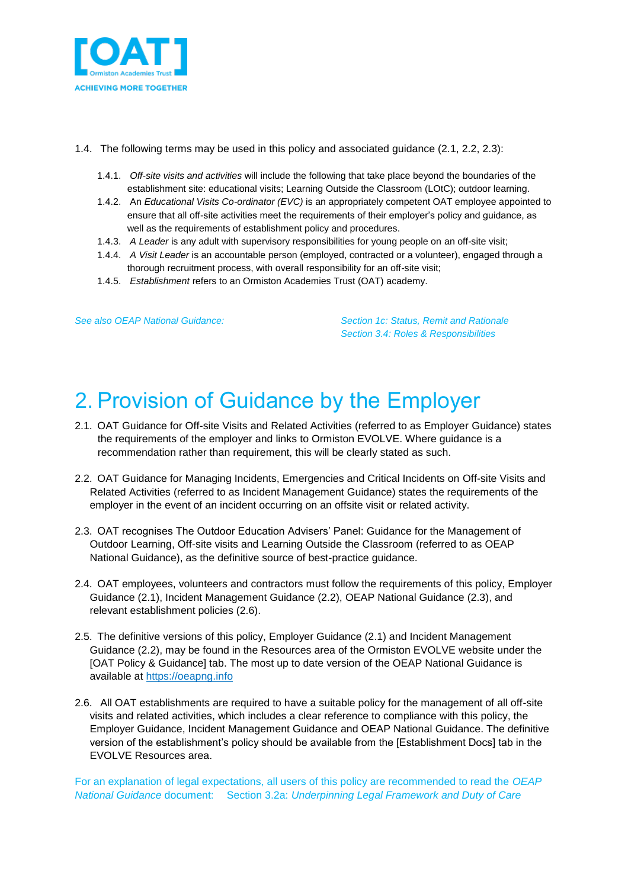1.4. The following terms may be used in this policy and associated guidance (2.1, 2.2, 2.3):

- 1.4.1. *Off-site visits and activities* will include the following that take place beyond the boundaries of the establishment site: educational visits; Learning Outside the Classroom (LOtC); outdoor learning.
- 1.4.2. An *Educational Visits Co-ordinator (EVC)* is an appropriately competent OAT employee appointed to ensure that all off-site activities meet the requirements of their employer's policy and guidance, as well as the requirements of establishment policy and procedures.
- 1.4.3. *A Leader* is any adult with supervisory responsibilities for young people on an off-site visit;
- 1.4.4. *A Visit Leader* is an accountable person (employed, contracted or a volunteer), engaged through a thorough recruitment process, with overall responsibility for an off-site visit;
- 1.4.5. *Establishment* refers to an Ormiston Academies Trust (OAT) academy.

*See also OEAP National Guidance:* *Section 1c: Status, Remit and Rationale*
*Section 3.4: Roles & Responsibilities*

# 2. Provision of Guidance by the Employer

2.1. OAT Guidance for Off-site Visits and Related Activities (referred to as Employer Guidance) states the requirements of the employer and links to Ormiston EVOLVE. Where guidance is a recommendation rather than requirement, this will be clearly stated as such.

2.2. OAT Guidance for Managing Incidents, Emergencies and Critical Incidents on Off-site Visits and Related Activities (referred to as Incident Management Guidance) states the requirements of the employer in the event of an incident occurring on an offsite visit or related activity.

2.3. OAT recognises The Outdoor Education Advisers' Panel: Guidance for the Management of Outdoor Learning, Off-site visits and Learning Outside the Classroom (referred to as OEAP National Guidance), as the definitive source of best-practice guidance.

2.4. OAT employees, volunteers and contractors must follow the requirements of this policy, Employer Guidance (2.1), Incident Management Guidance (2.2), OEAP National Guidance (2.3), and relevant establishment policies (2.6).

2.5. The definitive versions of this policy, Employer Guidance (2.1) and Incident Management Guidance (2.2), may be found in the Resources area of the Ormiston EVOLVE website under the [OAT Policy & Guidance] tab. The most up to date version of the OEAP National Guidance is available at https://oeapng.info

2.6. All OAT establishments are required to have a suitable policy for the management of all off-site visits and related activities, which includes a clear reference to compliance with this policy, the Employer Guidance, Incident Management Guidance and OEAP National Guidance. The definitive version of the establishment's policy should be available from the [Establishment Docs] tab in the EVOLVE Resources area.

For an explanation of legal expectations, all users of this policy are recommended to read the *OEAP National Guidance* document: Section 3.2a: *Underpinning Legal Framework and Duty of Care*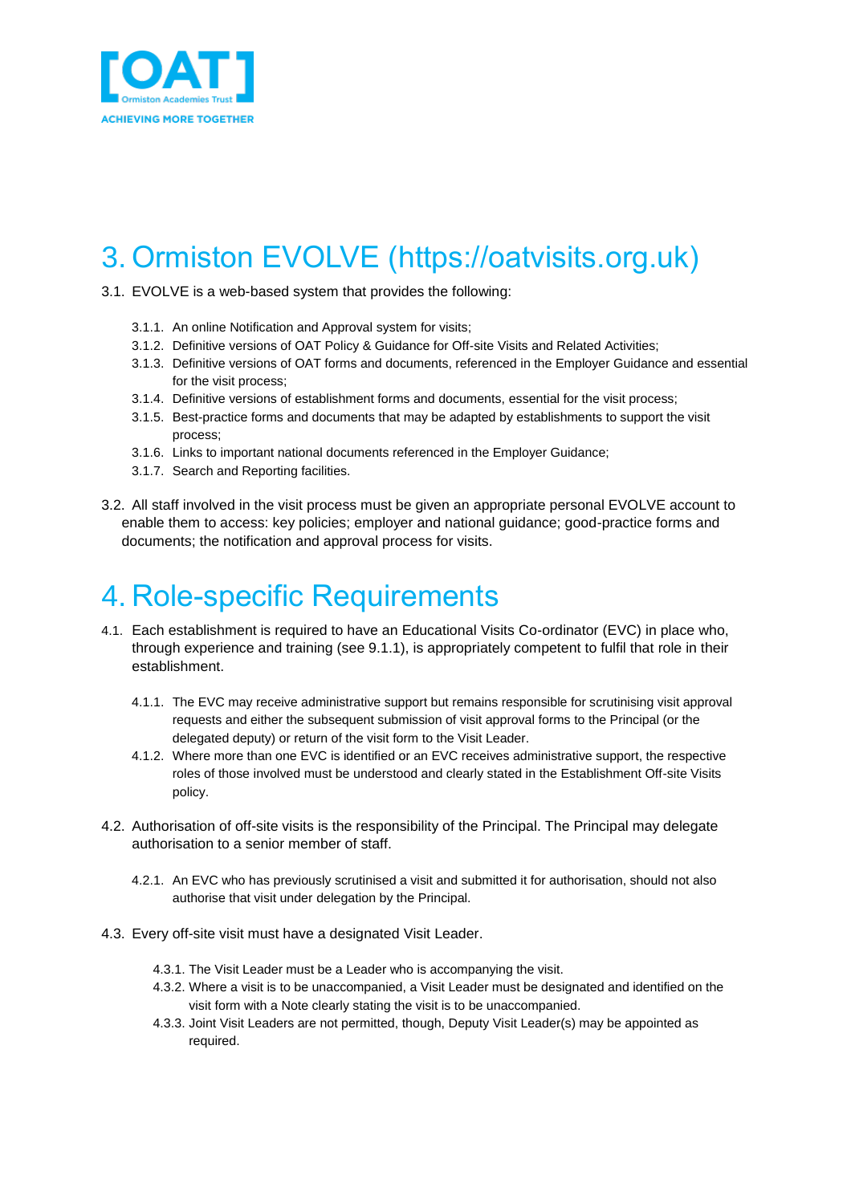# 3. Ormiston EVOLVE (https://oatvisits.org.uk)

3.1. EVOLVE is a web-based system that provides the following:

- 3.1.1. An online Notification and Approval system for visits;
- 3.1.2. Definitive versions of OAT Policy & Guidance for Off-site Visits and Related Activities;
- 3.1.3. Definitive versions of OAT forms and documents, referenced in the Employer Guidance and essential for the visit process;
- 3.1.4. Definitive versions of establishment forms and documents, essential for the visit process;
- 3.1.5. Best-practice forms and documents that may be adapted by establishments to support the visit process;
- 3.1.6. Links to important national documents referenced in the Employer Guidance;
- 3.1.7. Search and Reporting facilities.

3.2. All staff involved in the visit process must be given an appropriate personal EVOLVE account to enable them to access: key policies; employer and national guidance; good-practice forms and documents; the notification and approval process for visits.

# 4. Role-specific Requirements

4.1. Each establishment is required to have an Educational Visits Co-ordinator (EVC) in place who, through experience and training (see 9.1.1), is appropriately competent to fulfil that role in their establishment.

- 4.1.1. The EVC may receive administrative support but remains responsible for scrutinising visit approval requests and either the subsequent submission of visit approval forms to the Principal (or the delegated deputy) or return of the visit form to the Visit Leader.
- 4.1.2. Where more than one EVC is identified or an EVC receives administrative support, the respective roles of those involved must be understood and clearly stated in the Establishment Off-site Visits policy.

4.2. Authorisation of off-site visits is the responsibility of the Principal. The Principal may delegate authorisation to a senior member of staff.

- 4.2.1. An EVC who has previously scrutinised a visit and submitted it for authorisation, should not also authorise that visit under delegation by the Principal.

4.3. Every off-site visit must have a designated Visit Leader.

- 4.3.1. The Visit Leader must be a Leader who is accompanying the visit.
- 4.3.2. Where a visit is to be unaccompanied, a Visit Leader must be designated and identified on the visit form with a Note clearly stating the visit is to be unaccompanied.
- 4.3.3. Joint Visit Leaders are not permitted, though, Deputy Visit Leader(s) may be appointed as required.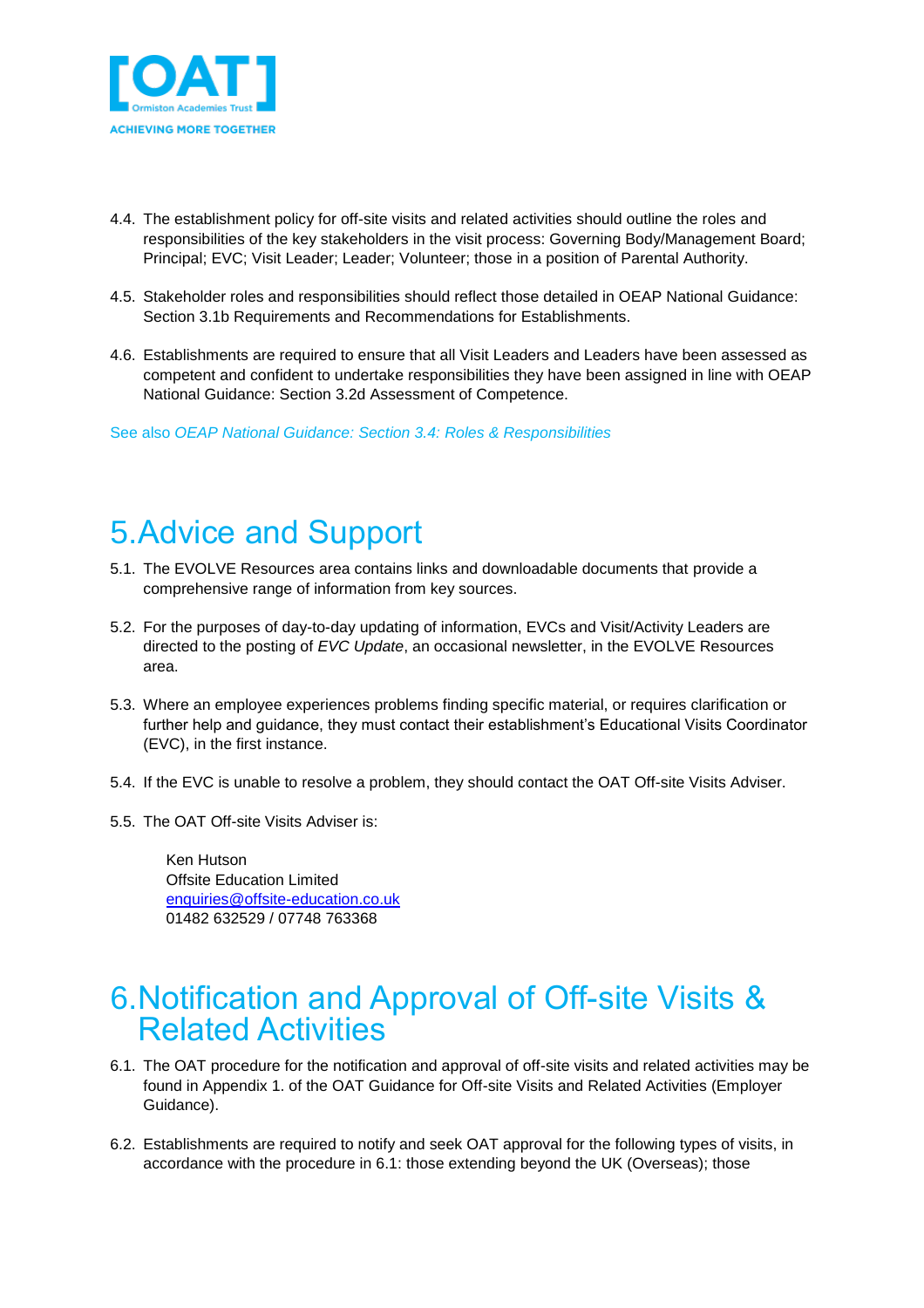4.4. The establishment policy for off-site visits and related activities should outline the roles and responsibilities of the key stakeholders in the visit process: Governing Body/Management Board; Principal; EVC; Visit Leader; Leader; Volunteer; those in a position of Parental Authority.

4.5. Stakeholder roles and responsibilities should reflect those detailed in OEAP National Guidance: Section 3.1b Requirements and Recommendations for Establishments.

4.6. Establishments are required to ensure that all Visit Leaders and Leaders have been assessed as competent and confident to undertake responsibilities they have been assigned in line with OEAP National Guidance: Section 3.2d Assessment of Competence.

See also *OEAP National Guidance: Section 3.4: Roles & Responsibilities*

# 5. Advice and Support

5.1. The EVOLVE Resources area contains links and downloadable documents that provide a comprehensive range of information from key sources.

5.2. For the purposes of day-to-day updating of information, EVCs and Visit/Activity Leaders are directed to the posting of *EVC Update*, an occasional newsletter, in the EVOLVE Resources area.

5.3. Where an employee experiences problems finding specific material, or requires clarification or further help and guidance, they must contact their establishment's Educational Visits Coordinator (EVC), in the first instance.

5.4. If the EVC is unable to resolve a problem, they should contact the OAT Off-site Visits Adviser.

5.5. The OAT Off-site Visits Adviser is:

Ken Hutson
Offsite Education Limited
enquiries@offsite-education.co.uk
01482 632529 / 07748 763368

# 6. Notification and Approval of Off-site Visits & Related Activities

6.1. The OAT procedure for the notification and approval of off-site visits and related activities may be found in Appendix 1. of the OAT Guidance for Off-site Visits and Related Activities (Employer Guidance).

6.2. Establishments are required to notify and seek OAT approval for the following types of visits, in accordance with the procedure in 6.1: those extending beyond the UK (Overseas); those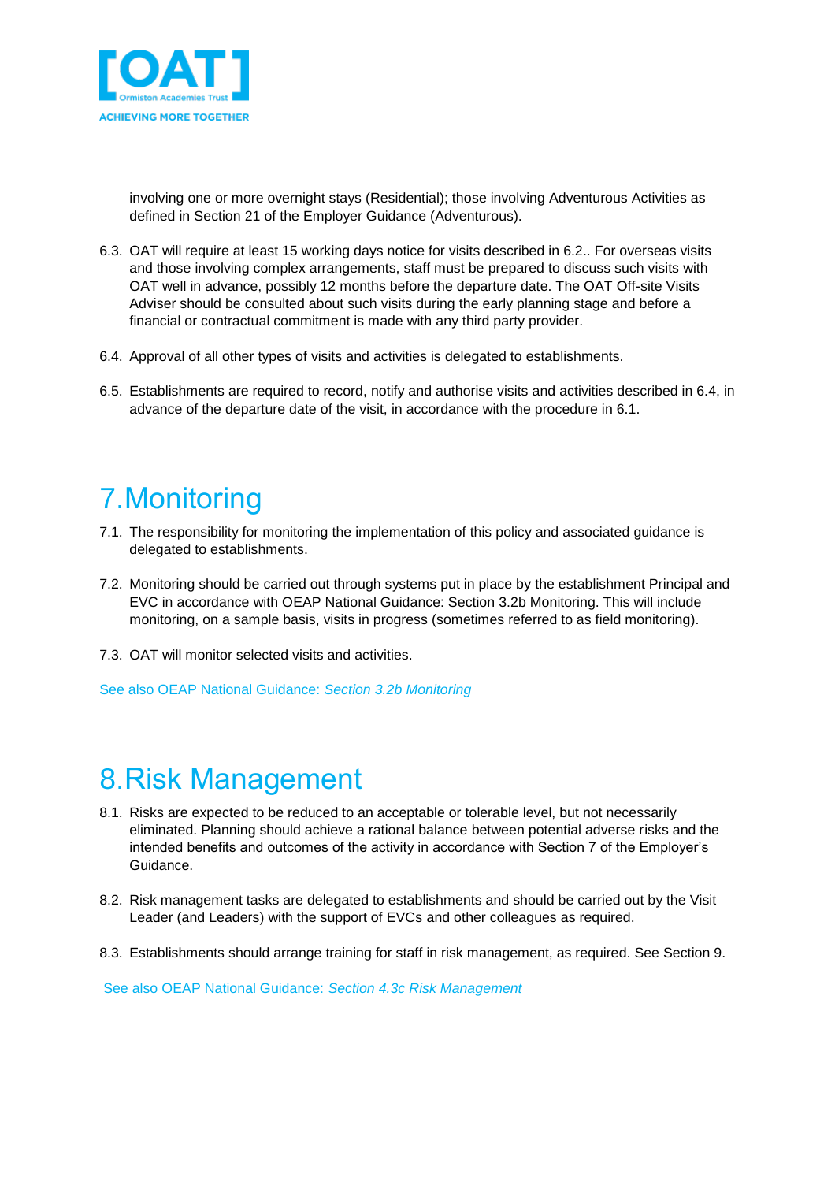involving one or more overnight stays (Residential); those involving Adventurous Activities as defined in Section 21 of the Employer Guidance (Adventurous).

6.3. OAT will require at least 15 working days notice for visits described in 6.2.. For overseas visits and those involving complex arrangements, staff must be prepared to discuss such visits with OAT well in advance, possibly 12 months before the departure date. The OAT Off-site Visits Adviser should be consulted about such visits during the early planning stage and before a financial or contractual commitment is made with any third party provider.

6.4. Approval of all other types of visits and activities is delegated to establishments.

6.5. Establishments are required to record, notify and authorise visits and activities described in 6.4, in advance of the departure date of the visit, in accordance with the procedure in 6.1.

# 7. Monitoring

7.1. The responsibility for monitoring the implementation of this policy and associated guidance is delegated to establishments.

7.2. Monitoring should be carried out through systems put in place by the establishment Principal and EVC in accordance with OEAP National Guidance: Section 3.2b Monitoring. This will include monitoring, on a sample basis, visits in progress (sometimes referred to as field monitoring).

7.3. OAT will monitor selected visits and activities.

See also OEAP National Guidance: *Section 3.2b Monitoring*

# 8. Risk Management

8.1. Risks are expected to be reduced to an acceptable or tolerable level, but not necessarily eliminated. Planning should achieve a rational balance between potential adverse risks and the intended benefits and outcomes of the activity in accordance with Section 7 of the Employer's Guidance.

8.2. Risk management tasks are delegated to establishments and should be carried out by the Visit Leader (and Leaders) with the support of EVCs and other colleagues as required.

8.3. Establishments should arrange training for staff in risk management, as required. See Section 9.

See also OEAP National Guidance: *Section 4.3c Risk Management*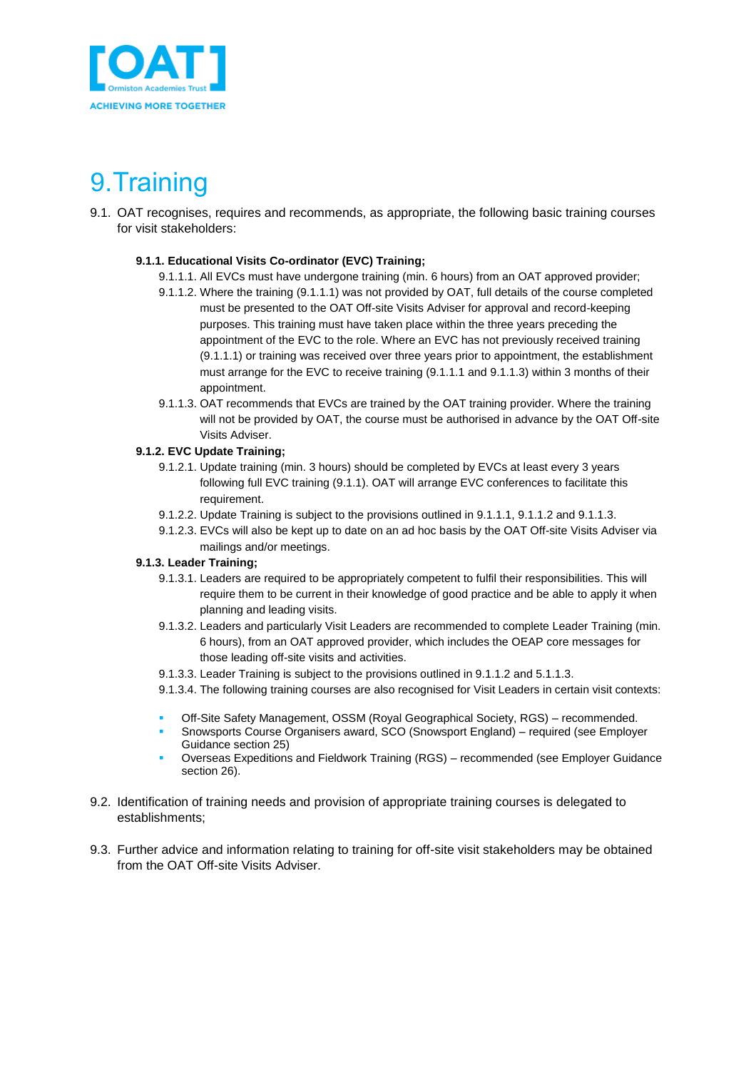# 9. Training

9.1. OAT recognises, requires and recommends, as appropriate, the following basic training courses for visit stakeholders:

**9.1.1. Educational Visits Co-ordinator (EVC) Training;**

9.1.1.1. All EVCs must have undergone training (min. 6 hours) from an OAT approved provider;

9.1.1.2. Where the training (9.1.1.1) was not provided by OAT, full details of the course completed must be presented to the OAT Off-site Visits Adviser for approval and record-keeping purposes. This training must have taken place within the three years preceding the appointment of the EVC to the role. Where an EVC has not previously received training (9.1.1.1) or training was received over three years prior to appointment, the establishment must arrange for the EVC to receive training (9.1.1.1 and 9.1.1.3) within 3 months of their appointment.

9.1.1.3. OAT recommends that EVCs are trained by the OAT training provider. Where the training will not be provided by OAT, the course must be authorised in advance by the OAT Off-site Visits Adviser.

**9.1.2. EVC Update Training;**

9.1.2.1. Update training (min. 3 hours) should be completed by EVCs at least every 3 years following full EVC training (9.1.1). OAT will arrange EVC conferences to facilitate this requirement.

9.1.2.2. Update Training is subject to the provisions outlined in 9.1.1.1, 9.1.1.2 and 9.1.1.3.

9.1.2.3. EVCs will also be kept up to date on an ad hoc basis by the OAT Off-site Visits Adviser via mailings and/or meetings.

**9.1.3. Leader Training;**

9.1.3.1. Leaders are required to be appropriately competent to fulfil their responsibilities. This will require them to be current in their knowledge of good practice and be able to apply it when planning and leading visits.

9.1.3.2. Leaders and particularly Visit Leaders are recommended to complete Leader Training (min. 6 hours), from an OAT approved provider, which includes the OEAP core messages for those leading off-site visits and activities.

9.1.3.3. Leader Training is subject to the provisions outlined in 9.1.1.2 and 5.1.1.3.

9.1.3.4. The following training courses are also recognised for Visit Leaders in certain visit contexts:

- Off-Site Safety Management, OSSM (Royal Geographical Society, RGS) – recommended.
- Snowsports Course Organisers award, SCO (Snowsport England) – required (see Employer Guidance section 25)
- Overseas Expeditions and Fieldwork Training (RGS) – recommended (see Employer Guidance section 26).

9.2. Identification of training needs and provision of appropriate training courses is delegated to establishments;

9.3. Further advice and information relating to training for off-site visit stakeholders may be obtained from the OAT Off-site Visits Adviser.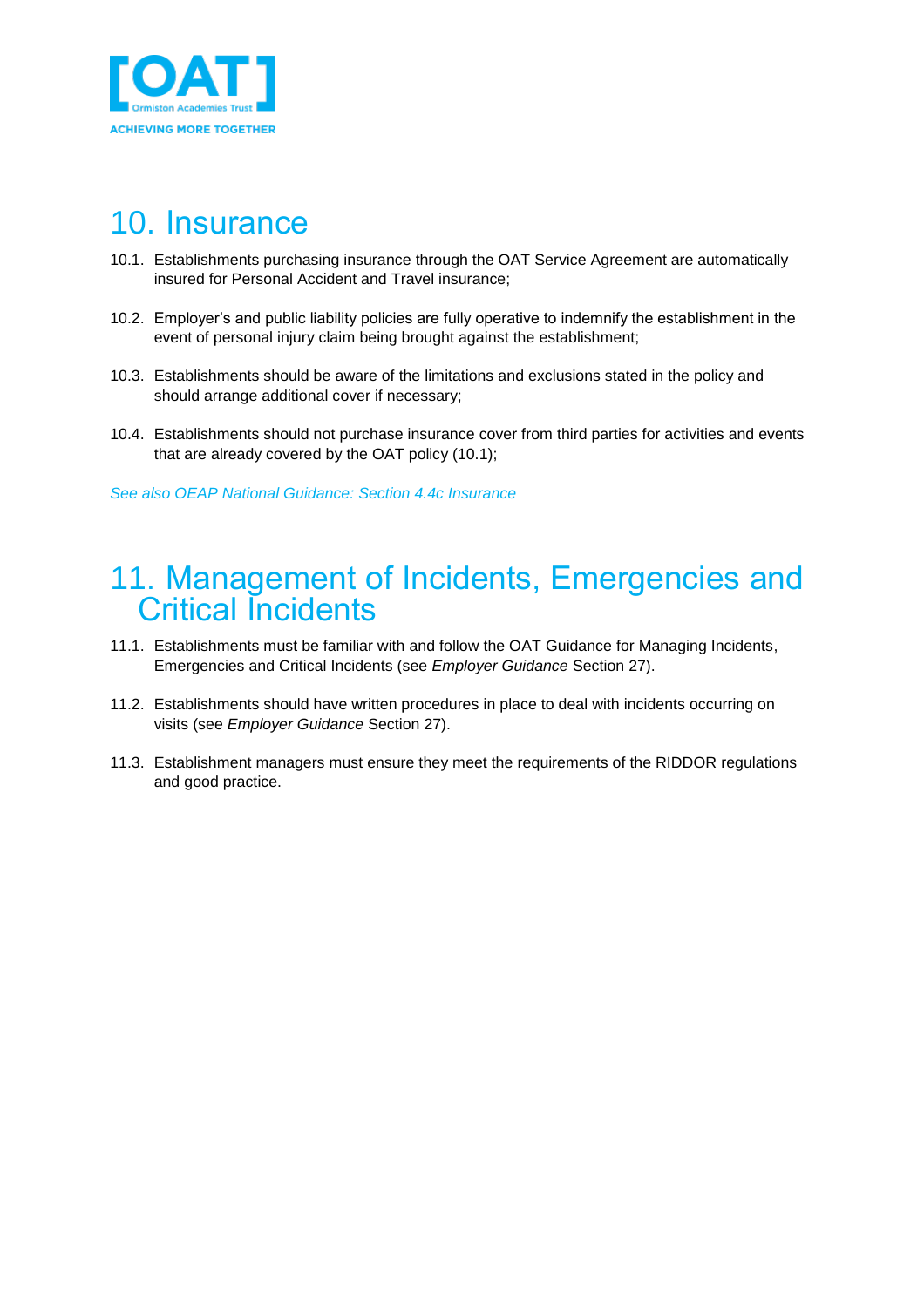# 10. Insurance

10.1. Establishments purchasing insurance through the OAT Service Agreement are automatically insured for Personal Accident and Travel insurance;

10.2. Employer's and public liability policies are fully operative to indemnify the establishment in the event of personal injury claim being brought against the establishment;

10.3. Establishments should be aware of the limitations and exclusions stated in the policy and should arrange additional cover if necessary;

10.4. Establishments should not purchase insurance cover from third parties for activities and events that are already covered by the OAT policy (10.1);

*See also OEAP National Guidance: Section 4.4c Insurance*

# 11. Management of Incidents, Emergencies and Critical Incidents

11.1. Establishments must be familiar with and follow the OAT Guidance for Managing Incidents, Emergencies and Critical Incidents (see *Employer Guidance* Section 27).

11.2. Establishments should have written procedures in place to deal with incidents occurring on visits (see *Employer Guidance* Section 27).

11.3. Establishment managers must ensure they meet the requirements of the RIDDOR regulations and good practice.